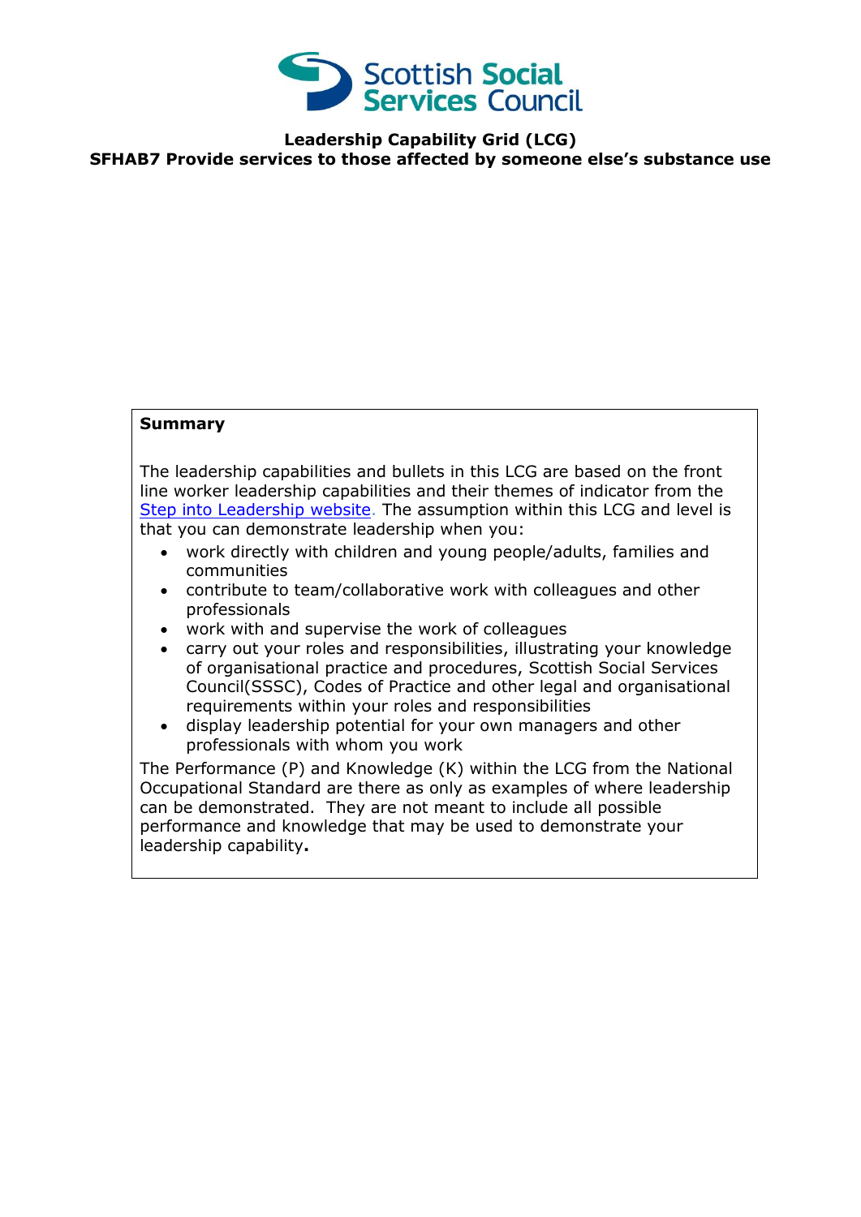# Leadership Capability Grid (LCG)

## SFHAB7 Provide services to those affected by someone else's substance use

**Summary**

The leadership capabilities and bullets in this LCG are based on the front line worker leadership capabilities and their themes of indicator from the Step into Leadership website. The assumption within this LCG and level is that you can demonstrate leadership when you:

- work directly with children and young people/adults, families and communities
- contribute to team/collaborative work with colleagues and other professionals
- work with and supervise the work of colleagues
- carry out your roles and responsibilities, illustrating your knowledge of organisational practice and procedures, Scottish Social Services Council(SSSC), Codes of Practice and other legal and organisational requirements within your roles and responsibilities
- display leadership potential for your own managers and other professionals with whom you work

The Performance (P) and Knowledge (K) within the LCG from the National Occupational Standard are there as only as examples of where leadership can be demonstrated. They are not meant to include all possible performance and knowledge that may be used to demonstrate your leadership capability**.**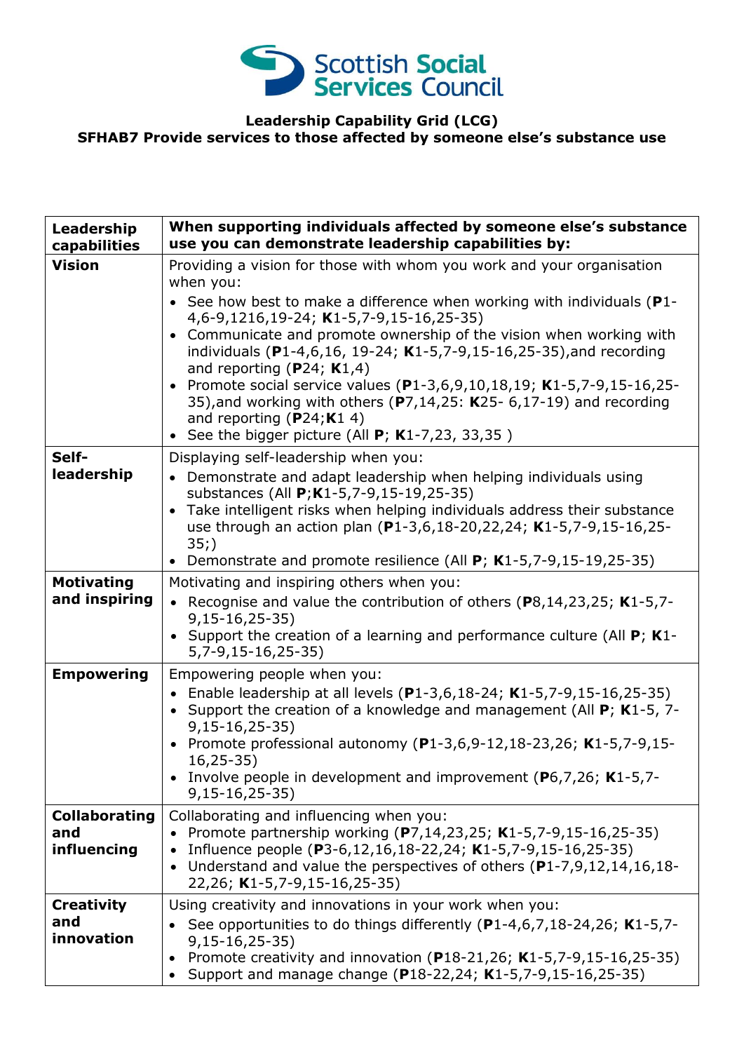Scottish Social Services Council

**Leadership Capability Grid (LCG)**
**SFHAB7 Provide services to those affected by someone else's substance use**

| **Leadership capabilities** | **When supporting individuals affected by someone else's substance use you can demonstrate leadership capabilities by:** |
|---|---|
| **Vision** | Providing a vision for those with whom you work and your organisation when you:<br>• See how best to make a difference when working with individuals (**P**1-4,6-9,1216,19-24; **K**1-5,7-9,15-16,25-35)<br>• Communicate and promote ownership of the vision when working with individuals (**P**1-4,6,16, 19-24; **K**1-5,7-9,15-16,25-35),and recording and reporting (**P**24; **K**1,4)<br>• Promote social service values (**P**1-3,6,9,10,18,19; **K**1-5,7-9,15-16,25-35),and working with others (**P**7,14,25: **K**25- 6,17-19) and recording and reporting (**P**24;**K**1 4)<br>• See the bigger picture (All **P**; **K**1-7,23, 33,35 ) |
| **Self-leadership** | Displaying self-leadership when you:<br>• Demonstrate and adapt leadership when helping individuals using substances (All **P**;**K**1-5,7-9,15-19,25-35)<br>• Take intelligent risks when helping individuals address their substance use through an action plan (**P**1-3,6,18-20,22,24; **K**1-5,7-9,15-16,25-35;)<br>• Demonstrate and promote resilience (All **P**; **K**1-5,7-9,15-19,25-35) |
| **Motivating and inspiring** | Motivating and inspiring others when you:<br>• Recognise and value the contribution of others (**P**8,14,23,25; **K**1-5,7-9,15-16,25-35)<br>• Support the creation of a learning and performance culture (All **P**; **K**1-5,7-9,15-16,25-35) |
| **Empowering** | Empowering people when you:<br>• Enable leadership at all levels (**P**1-3,6,18-24; **K**1-5,7-9,15-16,25-35)<br>• Support the creation of a knowledge and management (All **P**; **K**1-5, 7-9,15-16,25-35)<br>• Promote professional autonomy (**P**1-3,6,9-12,18-23,26; **K**1-5,7-9,15-16,25-35)<br>• Involve people in development and improvement (**P**6,7,26; **K**1-5,7-9,15-16,25-35) |
| **Collaborating and influencing** | Collaborating and influencing when you:<br>• Promote partnership working (**P**7,14,23,25; **K**1-5,7-9,15-16,25-35)<br>• Influence people (**P**3-6,12,16,18-22,24; **K**1-5,7-9,15-16,25-35)<br>• Understand and value the perspectives of others (**P**1-7,9,12,14,16,18-22,26; **K**1-5,7-9,15-16,25-35) |
| **Creativity and innovation** | Using creativity and innovations in your work when you:<br>• See opportunities to do things differently (**P**1-4,6,7,18-24,26; **K**1-5,7-9,15-16,25-35)<br>• Promote creativity and innovation (**P**18-21,26; **K**1-5,7-9,15-16,25-35)<br>• Support and manage change (**P**18-22,24; **K**1-5,7-9,15-16,25-35) |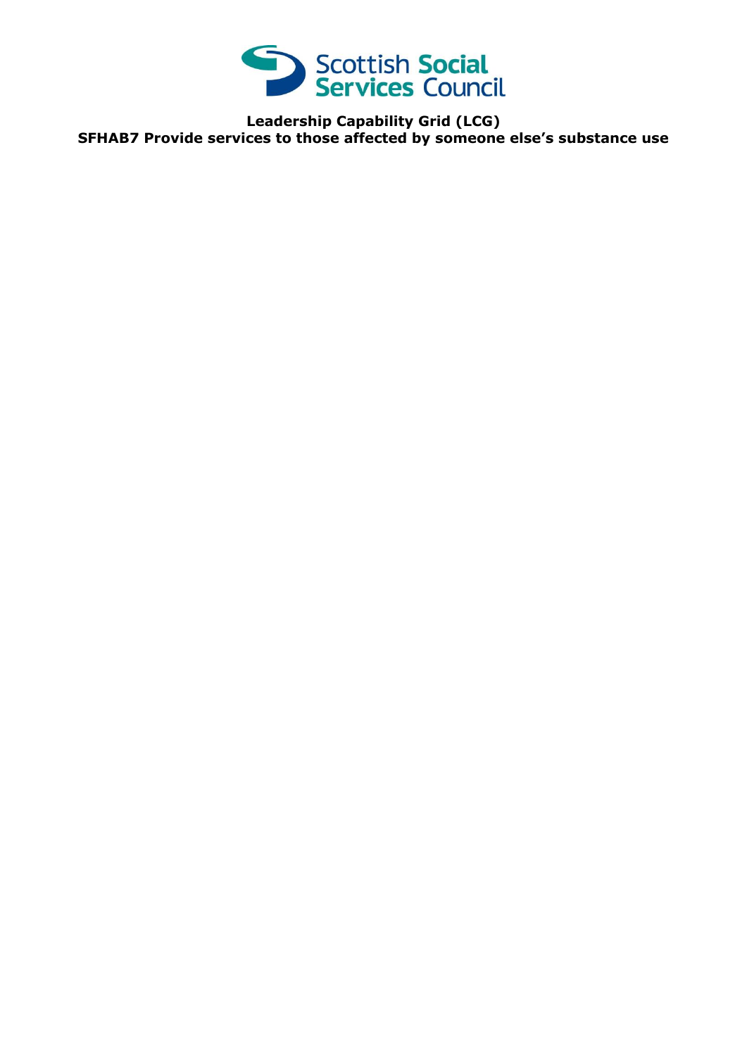**Leadership Capability Grid (LCG)**
**SFHAB7 Provide services to those affected by someone else's substance use**